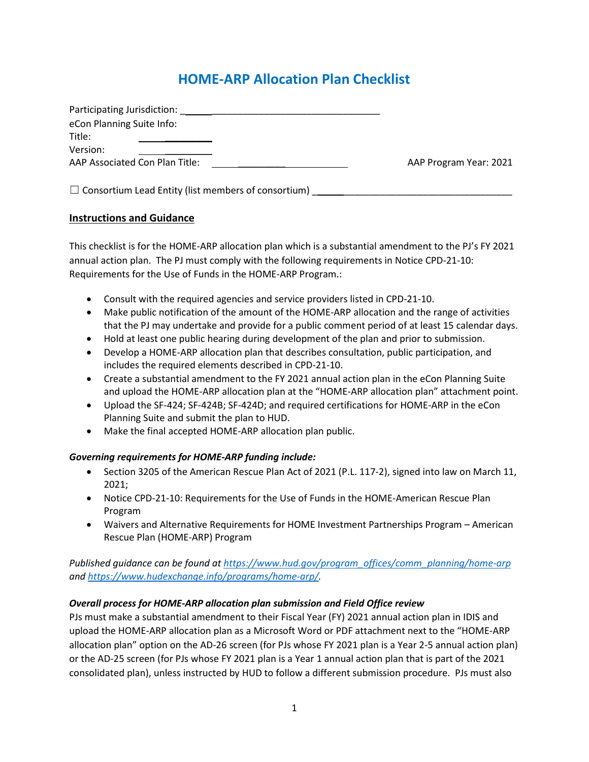# HOME-ARP Allocation Plan Checklist

Participating Jurisdiction: ________________________________________

eCon Planning Suite Info:

Title: ____________

Version: ____________

AAP Associated Con Plan Title: ______________________ AAP Program Year: 2021

☐ Consortium Lead Entity (list members of consortium) ________________________________________

## Instructions and Guidance

This checklist is for the HOME-ARP allocation plan which is a substantial amendment to the PJ's FY 2021 annual action plan. The PJ must comply with the following requirements in Notice CPD-21-10: Requirements for the Use of Funds in the HOME-ARP Program.:

- Consult with the required agencies and service providers listed in CPD-21-10.
- Make public notification of the amount of the HOME-ARP allocation and the range of activities that the PJ may undertake and provide for a public comment period of at least 15 calendar days.
- Hold at least one public hearing during development of the plan and prior to submission.
- Develop a HOME-ARP allocation plan that describes consultation, public participation, and includes the required elements described in CPD-21-10.
- Create a substantial amendment to the FY 2021 annual action plan in the eCon Planning Suite and upload the HOME-ARP allocation plan at the "HOME-ARP allocation plan" attachment point.
- Upload the SF-424; SF-424B; SF-424D; and required certifications for HOME-ARP in the eCon Planning Suite and submit the plan to HUD.
- Make the final accepted HOME-ARP allocation plan public.

***Governing requirements for HOME-ARP funding include:***

- Section 3205 of the American Rescue Plan Act of 2021 (P.L. 117-2), signed into law on March 11, 2021;
- Notice CPD-21-10: Requirements for the Use of Funds in the HOME-American Rescue Plan Program
- Waivers and Alternative Requirements for HOME Investment Partnerships Program – American Rescue Plan (HOME-ARP) Program

*Published guidance can be found at [https://www.hud.gov/program_offices/comm_planning/home-arp](https://www.hud.gov/program_offices/comm_planning/home-arp) and [https://www.hudexchange.info/programs/home-arp/](https://www.hudexchange.info/programs/home-arp/).*

***Overall process for HOME-ARP allocation plan submission and Field Office review***

PJs must make a substantial amendment to their Fiscal Year (FY) 2021 annual action plan in IDIS and upload the HOME-ARP allocation plan as a Microsoft Word or PDF attachment next to the "HOME-ARP allocation plan" option on the AD-26 screen (for PJs whose FY 2021 plan is a Year 2-5 annual action plan) or the AD-25 screen (for PJs whose FY 2021 plan is a Year 1 annual action plan that is part of the 2021 consolidated plan), unless instructed by HUD to follow a different submission procedure. PJs must also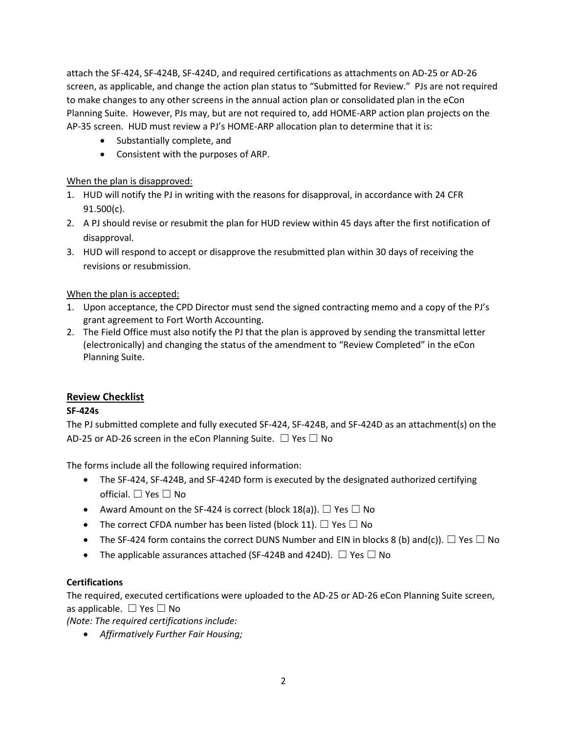attach the SF-424, SF-424B, SF-424D, and required certifications as attachments on AD-25 or AD-26 screen, as applicable, and change the action plan status to "Submitted for Review." PJs are not required to make changes to any other screens in the annual action plan or consolidated plan in the eCon Planning Suite. However, PJs may, but are not required to, add HOME-ARP action plan projects on the AP-35 screen. HUD must review a PJ's HOME-ARP allocation plan to determine that it is:

- Substantially complete, and
- Consistent with the purposes of ARP.

When the plan is disapproved:

1. HUD will notify the PJ in writing with the reasons for disapproval, in accordance with 24 CFR 91.500(c).
2. A PJ should revise or resubmit the plan for HUD review within 45 days after the first notification of disapproval.
3. HUD will respond to accept or disapprove the resubmitted plan within 30 days of receiving the revisions or resubmission.

When the plan is accepted:

1. Upon acceptance, the CPD Director must send the signed contracting memo and a copy of the PJ's grant agreement to Fort Worth Accounting.
2. The Field Office must also notify the PJ that the plan is approved by sending the transmittal letter (electronically) and changing the status of the amendment to "Review Completed" in the eCon Planning Suite.

## Review Checklist

**SF-424s**

The PJ submitted complete and fully executed SF-424, SF-424B, and SF-424D as an attachment(s) on the AD-25 or AD-26 screen in the eCon Planning Suite. ☐ Yes ☐ No

The forms include all the following required information:

- The SF-424, SF-424B, and SF-424D form is executed by the designated authorized certifying official. ☐ Yes ☐ No
- Award Amount on the SF-424 is correct (block 18(a)). ☐ Yes ☐ No
- The correct CFDA number has been listed (block 11). ☐ Yes ☐ No
- The SF-424 form contains the correct DUNS Number and EIN in blocks 8 (b) and(c)). ☐ Yes ☐ No
- The applicable assurances attached (SF-424B and 424D). ☐ Yes ☐ No

**Certifications**

The required, executed certifications were uploaded to the AD-25 or AD-26 eCon Planning Suite screen, as applicable. ☐ Yes ☐ No

*(Note: The required certifications include:*

- *Affirmatively Further Fair Housing;*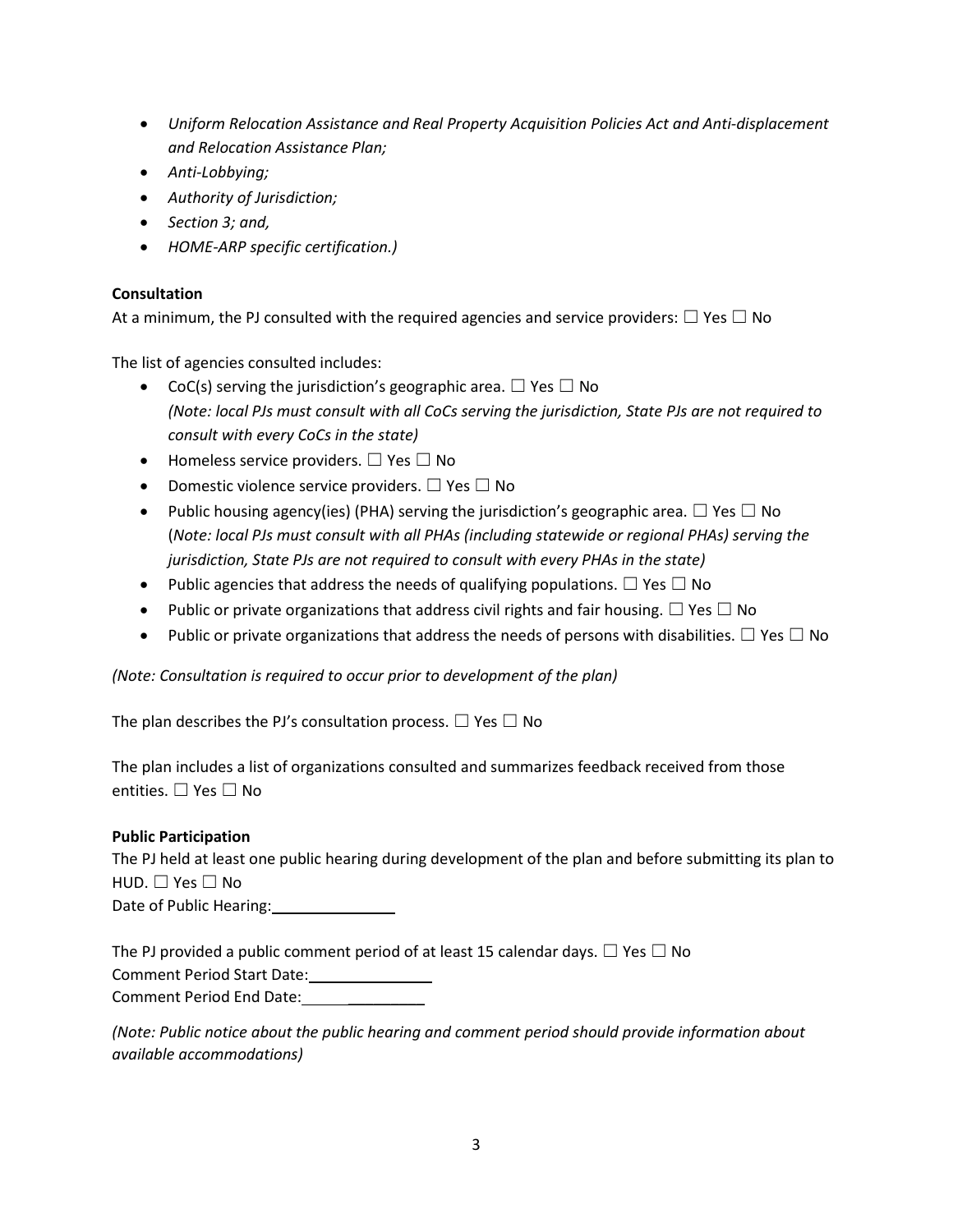- *Uniform Relocation Assistance and Real Property Acquisition Policies Act and Anti-displacement and Relocation Assistance Plan;*
- *Anti-Lobbying;*
- *Authority of Jurisdiction;*
- *Section 3; and,*
- *HOME-ARP specific certification.)*

**Consultation**

At a minimum, the PJ consulted with the required agencies and service providers: ☐ Yes ☐ No

The list of agencies consulted includes:

- CoC(s) serving the jurisdiction's geographic area. ☐ Yes ☐ No
  *(Note: local PJs must consult with all CoCs serving the jurisdiction, State PJs are not required to consult with every CoCs in the state)*
- Homeless service providers. ☐ Yes ☐ No
- Domestic violence service providers. ☐ Yes ☐ No
- Public housing agency(ies) (PHA) serving the jurisdiction's geographic area. ☐ Yes ☐ No
  (*Note: local PJs must consult with all PHAs (including statewide or regional PHAs) serving the jurisdiction, State PJs are not required to consult with every PHAs in the state)*
- Public agencies that address the needs of qualifying populations. ☐ Yes ☐ No
- Public or private organizations that address civil rights and fair housing. ☐ Yes ☐ No
- Public or private organizations that address the needs of persons with disabilities. ☐ Yes ☐ No

*(Note: Consultation is required to occur prior to development of the plan)*

The plan describes the PJ's consultation process. ☐ Yes ☐ No

The plan includes a list of organizations consulted and summarizes feedback received from those entities. ☐ Yes ☐ No

**Public Participation**

The PJ held at least one public hearing during development of the plan and before submitting its plan to HUD. ☐ Yes ☐ No

Date of Public Hearing: ______________

The PJ provided a public comment period of at least 15 calendar days. ☐ Yes ☐ No

Comment Period Start Date: ______________

Comment Period End Date: ______________

*(Note: Public notice about the public hearing and comment period should provide information about available accommodations)*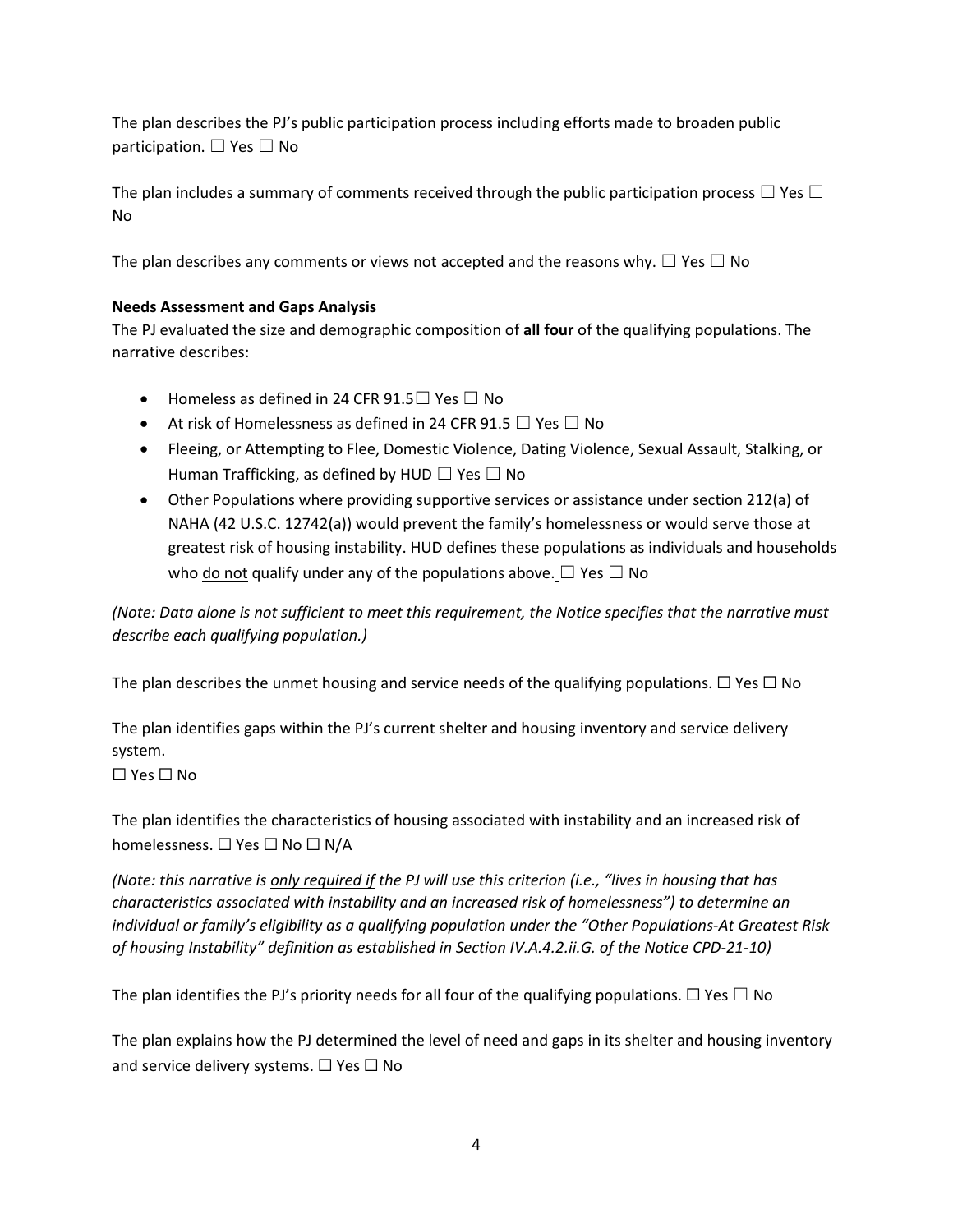The plan describes the PJ's public participation process including efforts made to broaden public participation. ☐ Yes ☐ No

The plan includes a summary of comments received through the public participation process ☐ Yes ☐ No

The plan describes any comments or views not accepted and the reasons why. ☐ Yes ☐ No

**Needs Assessment and Gaps Analysis**

The PJ evaluated the size and demographic composition of **all four** of the qualifying populations. The narrative describes:

- Homeless as defined in 24 CFR 91.5☐ Yes ☐ No
- At risk of Homelessness as defined in 24 CFR 91.5 ☐ Yes ☐ No
- Fleeing, or Attempting to Flee, Domestic Violence, Dating Violence, Sexual Assault, Stalking, or Human Trafficking, as defined by HUD ☐ Yes ☐ No
- Other Populations where providing supportive services or assistance under section 212(a) of NAHA (42 U.S.C. 12742(a)) would prevent the family's homelessness or would serve those at greatest risk of housing instability. HUD defines these populations as individuals and households who do not qualify under any of the populations above. ☐ Yes ☐ No

*(Note: Data alone is not sufficient to meet this requirement, the Notice specifies that the narrative must describe each qualifying population.)*

The plan describes the unmet housing and service needs of the qualifying populations. ☐ Yes ☐ No

The plan identifies gaps within the PJ's current shelter and housing inventory and service delivery system.
☐ Yes ☐ No

The plan identifies the characteristics of housing associated with instability and an increased risk of homelessness. ☐ Yes ☐ No ☐ N/A

*(Note: this narrative is only required if the PJ will use this criterion (i.e., "lives in housing that has characteristics associated with instability and an increased risk of homelessness") to determine an individual or family's eligibility as a qualifying population under the "Other Populations-At Greatest Risk of housing Instability" definition as established in Section IV.A.4.2.ii.G. of the Notice CPD-21-10)*

The plan identifies the PJ's priority needs for all four of the qualifying populations. ☐ Yes ☐ No

The plan explains how the PJ determined the level of need and gaps in its shelter and housing inventory and service delivery systems. ☐ Yes ☐ No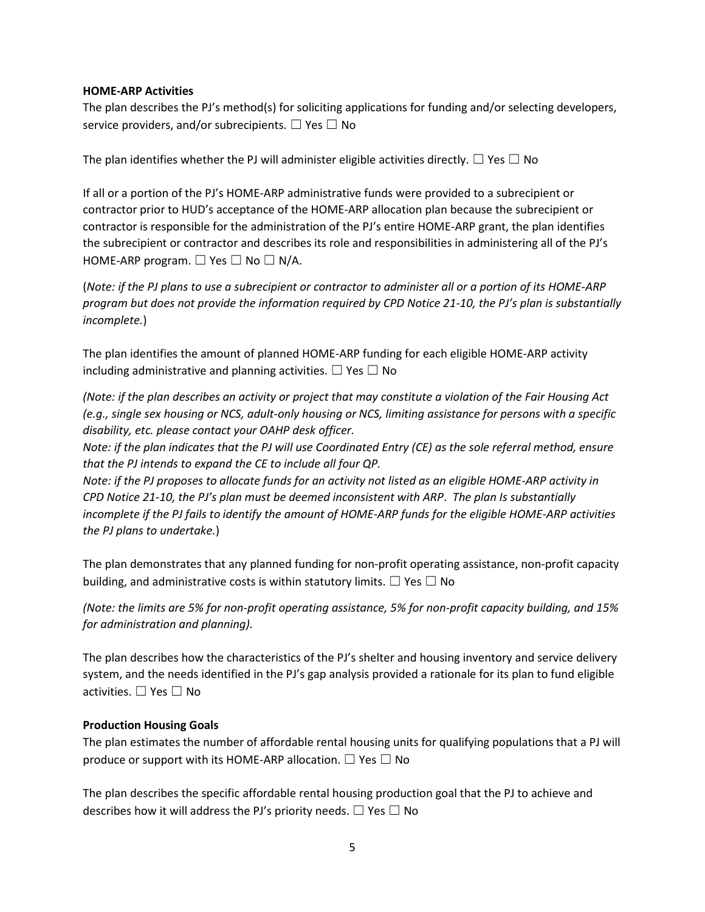**HOME-ARP Activities**

The plan describes the PJ's method(s) for soliciting applications for funding and/or selecting developers, service providers, and/or subrecipients. ☐ Yes ☐ No

The plan identifies whether the PJ will administer eligible activities directly. ☐ Yes ☐ No

If all or a portion of the PJ's HOME-ARP administrative funds were provided to a subrecipient or contractor prior to HUD's acceptance of the HOME-ARP allocation plan because the subrecipient or contractor is responsible for the administration of the PJ's entire HOME-ARP grant, the plan identifies the subrecipient or contractor and describes its role and responsibilities in administering all of the PJ's HOME-ARP program. ☐ Yes ☐ No ☐ N/A.

(*Note: if the PJ plans to use a subrecipient or contractor to administer all or a portion of its HOME-ARP program but does not provide the information required by CPD Notice 21-10, the PJ's plan is substantially incomplete.*)

The plan identifies the amount of planned HOME-ARP funding for each eligible HOME-ARP activity including administrative and planning activities. ☐ Yes ☐ No

*(Note: if the plan describes an activity or project that may constitute a violation of the Fair Housing Act (e.g., single sex housing or NCS, adult-only housing or NCS, limiting assistance for persons with a specific disability, etc. please contact your OAHP desk officer.*
*Note: if the plan indicates that the PJ will use Coordinated Entry (CE) as the sole referral method, ensure that the PJ intends to expand the CE to include all four QP.*
*Note: if the PJ proposes to allocate funds for an activity not listed as an eligible HOME-ARP activity in CPD Notice 21-10, the PJ's plan must be deemed inconsistent with ARP. The plan Is substantially incomplete if the PJ fails to identify the amount of HOME-ARP funds for the eligible HOME-ARP activities the PJ plans to undertake.*)

The plan demonstrates that any planned funding for non-profit operating assistance, non-profit capacity building, and administrative costs is within statutory limits. ☐ Yes ☐ No

*(Note: the limits are 5% for non-profit operating assistance, 5% for non-profit capacity building, and 15% for administration and planning).*

The plan describes how the characteristics of the PJ's shelter and housing inventory and service delivery system, and the needs identified in the PJ's gap analysis provided a rationale for its plan to fund eligible activities. ☐ Yes ☐ No

**Production Housing Goals**

The plan estimates the number of affordable rental housing units for qualifying populations that a PJ will produce or support with its HOME-ARP allocation. ☐ Yes ☐ No

The plan describes the specific affordable rental housing production goal that the PJ to achieve and describes how it will address the PJ's priority needs. ☐ Yes ☐ No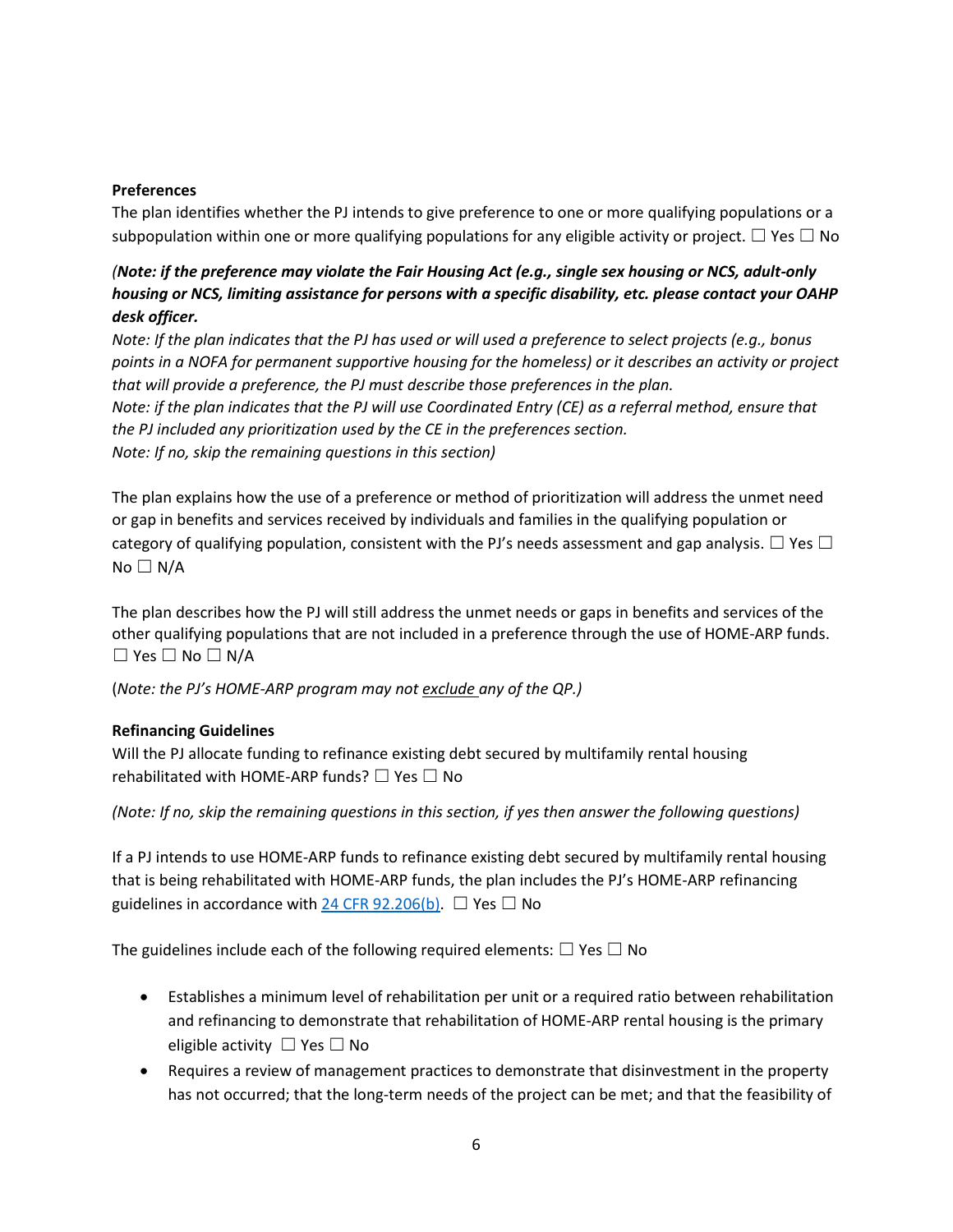**Preferences**

The plan identifies whether the PJ intends to give preference to one or more qualifying populations or a subpopulation within one or more qualifying populations for any eligible activity or project. ☐ Yes ☐ No

*(**Note: if the preference may violate the Fair Housing Act (e.g., single sex housing or NCS, adult-only housing or NCS, limiting assistance for persons with a specific disability, etc. please contact your OAHP desk officer.***

*Note: If the plan indicates that the PJ has used or will used a preference to select projects (e.g., bonus points in a NOFA for permanent supportive housing for the homeless) or it describes an activity or project that will provide a preference, the PJ must describe those preferences in the plan.*

*Note: if the plan indicates that the PJ will use Coordinated Entry (CE) as a referral method, ensure that the PJ included any prioritization used by the CE in the preferences section.*

*Note: If no, skip the remaining questions in this section)*

The plan explains how the use of a preference or method of prioritization will address the unmet need or gap in benefits and services received by individuals and families in the qualifying population or category of qualifying population, consistent with the PJ's needs assessment and gap analysis. ☐ Yes ☐ No ☐ N/A

The plan describes how the PJ will still address the unmet needs or gaps in benefits and services of the other qualifying populations that are not included in a preference through the use of HOME-ARP funds. ☐ Yes ☐ No ☐ N/A

(*Note: the PJ's HOME-ARP program may not exclude any of the QP.)*

**Refinancing Guidelines**

Will the PJ allocate funding to refinance existing debt secured by multifamily rental housing rehabilitated with HOME-ARP funds? ☐ Yes ☐ No

*(Note: If no, skip the remaining questions in this section, if yes then answer the following questions)*

If a PJ intends to use HOME-ARP funds to refinance existing debt secured by multifamily rental housing that is being rehabilitated with HOME-ARP funds, the plan includes the PJ's HOME-ARP refinancing guidelines in accordance with 24 CFR 92.206(b). ☐ Yes ☐ No

The guidelines include each of the following required elements: ☐ Yes ☐ No

- Establishes a minimum level of rehabilitation per unit or a required ratio between rehabilitation and refinancing to demonstrate that rehabilitation of HOME-ARP rental housing is the primary eligible activity ☐ Yes ☐ No
- Requires a review of management practices to demonstrate that disinvestment in the property has not occurred; that the long-term needs of the project can be met; and that the feasibility of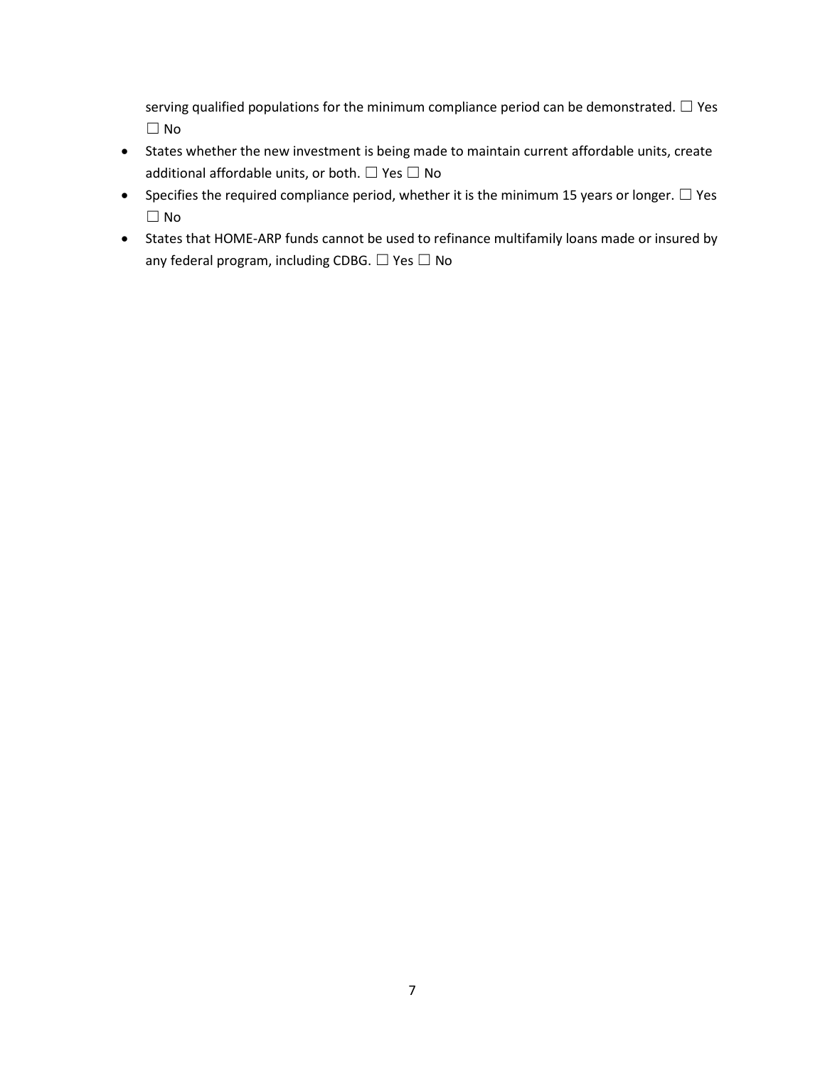serving qualified populations for the minimum compliance period can be demonstrated. ☐ Yes ☐ No

- States whether the new investment is being made to maintain current affordable units, create additional affordable units, or both. ☐ Yes ☐ No
- Specifies the required compliance period, whether it is the minimum 15 years or longer. ☐ Yes ☐ No
- States that HOME-ARP funds cannot be used to refinance multifamily loans made or insured by any federal program, including CDBG. ☐ Yes ☐ No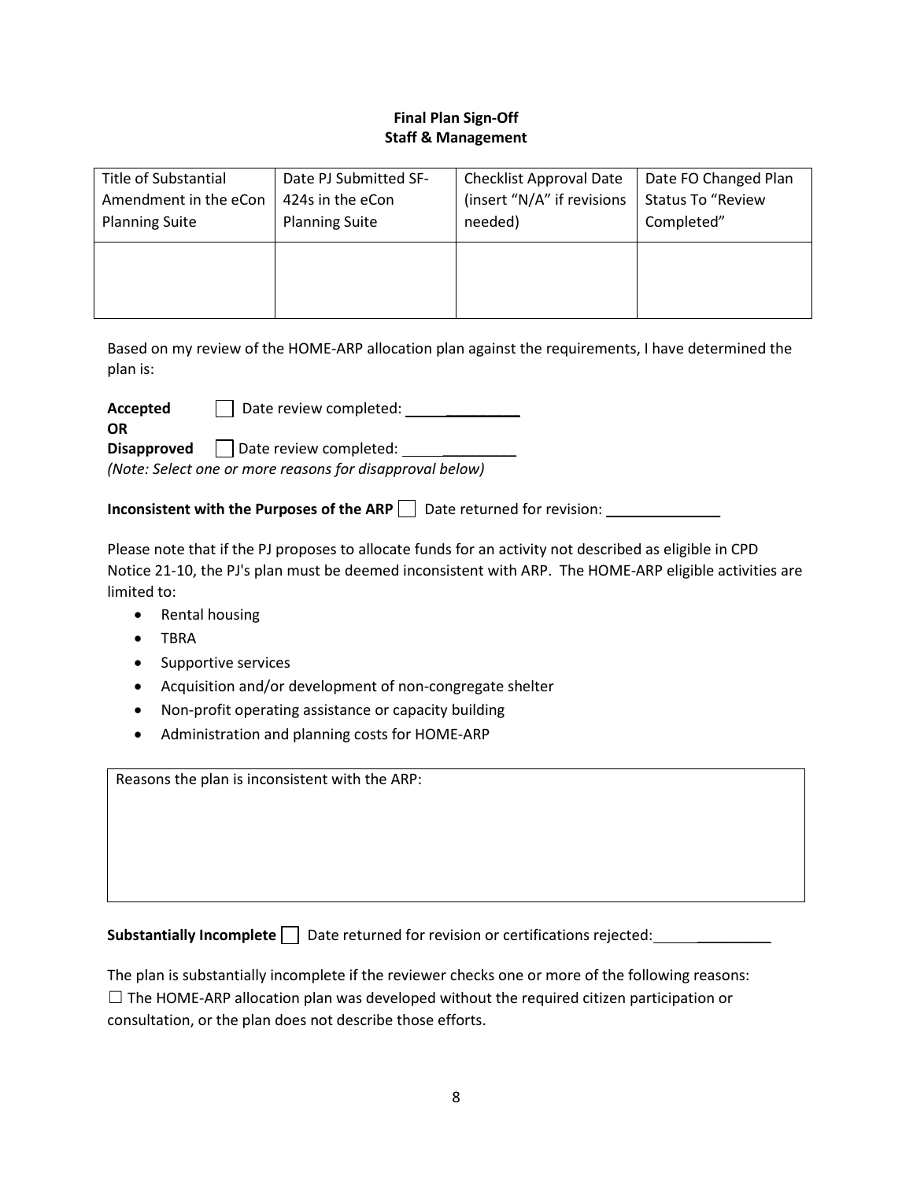**Final Plan Sign-Off**
**Staff & Management**

| Title of Substantial Amendment in the eCon Planning Suite | Date PJ Submitted SF-424s in the eCon Planning Suite | Checklist Approval Date (insert "N/A" if revisions needed) | Date FO Changed Plan Status To "Review Completed" |
|---|---|---|---|
| | | | |

Based on my review of the HOME-ARP allocation plan against the requirements, I have determined the plan is:

**Accepted** ☐ Date review completed: ______________
**OR**
**Disapproved** ☐ Date review completed: ______________
*(Note: Select one or more reasons for disapproval below)*

**Inconsistent with the Purposes of the ARP** ☐ Date returned for revision: ______________

Please note that if the PJ proposes to allocate funds for an activity not described as eligible in CPD Notice 21-10, the PJ's plan must be deemed inconsistent with ARP. The HOME-ARP eligible activities are limited to:

- Rental housing
- TBRA
- Supportive services
- Acquisition and/or development of non-congregate shelter
- Non-profit operating assistance or capacity building
- Administration and planning costs for HOME-ARP

| Reasons the plan is inconsistent with the ARP: |
|---|
| |

**Substantially Incomplete** ☐ Date returned for revision or certifications rejected: ______________

The plan is substantially incomplete if the reviewer checks one or more of the following reasons:
☐ The HOME-ARP allocation plan was developed without the required citizen participation or consultation, or the plan does not describe those efforts.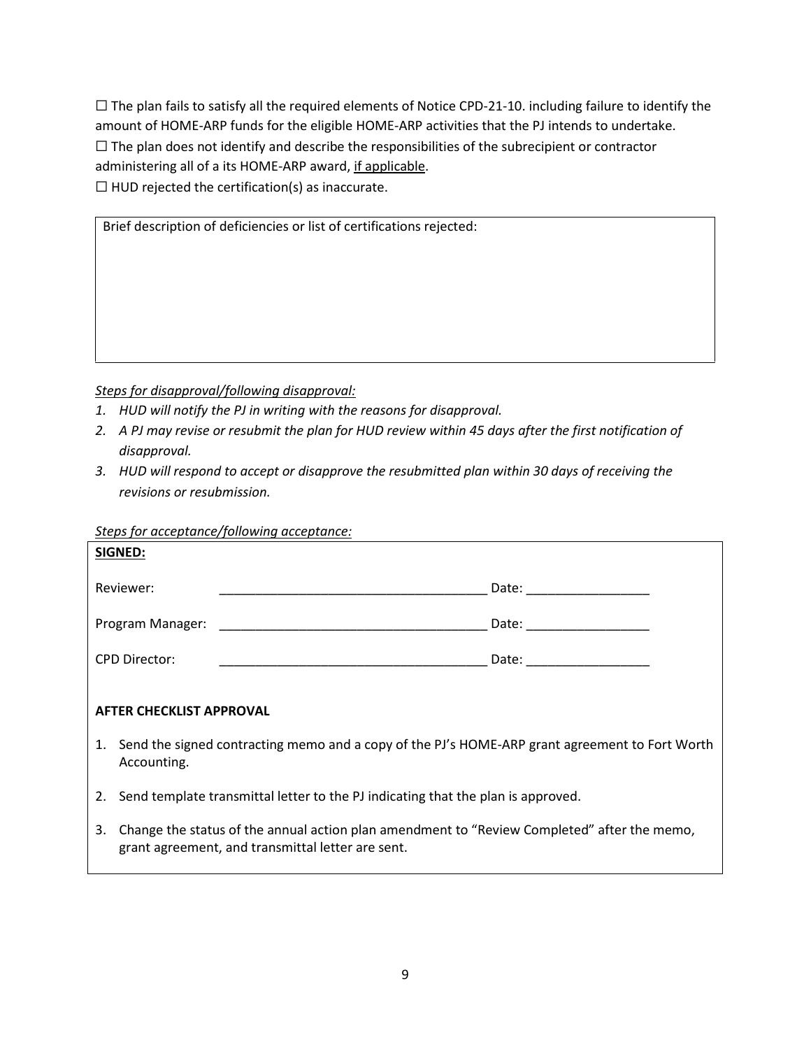☐ The plan fails to satisfy all the required elements of Notice CPD-21-10. including failure to identify the amount of HOME-ARP funds for the eligible HOME-ARP activities that the PJ intends to undertake.
☐ The plan does not identify and describe the responsibilities of the subrecipient or contractor administering all of a its HOME-ARP award, if applicable.
☐ HUD rejected the certification(s) as inaccurate.

| Brief description of deficiencies or list of certifications rejected: |
|---|
| |

*Steps for disapproval/following disapproval:*

1. *HUD will notify the PJ in writing with the reasons for disapproval.*
2. *A PJ may revise or resubmit the plan for HUD review within 45 days after the first notification of disapproval.*
3. *HUD will respond to accept or disapprove the resubmitted plan within 30 days of receiving the revisions or resubmission.*

*Steps for acceptance/following acceptance:*

**SIGNED:**

Reviewer: ______________________________________ Date: _________________

Program Manager: ______________________________________ Date: _________________

CPD Director: ______________________________________ Date: _________________

**AFTER CHECKLIST APPROVAL**

1. Send the signed contracting memo and a copy of the PJ's HOME-ARP grant agreement to Fort Worth Accounting.
2. Send template transmittal letter to the PJ indicating that the plan is approved.
3. Change the status of the annual action plan amendment to "Review Completed" after the memo, grant agreement, and transmittal letter are sent.